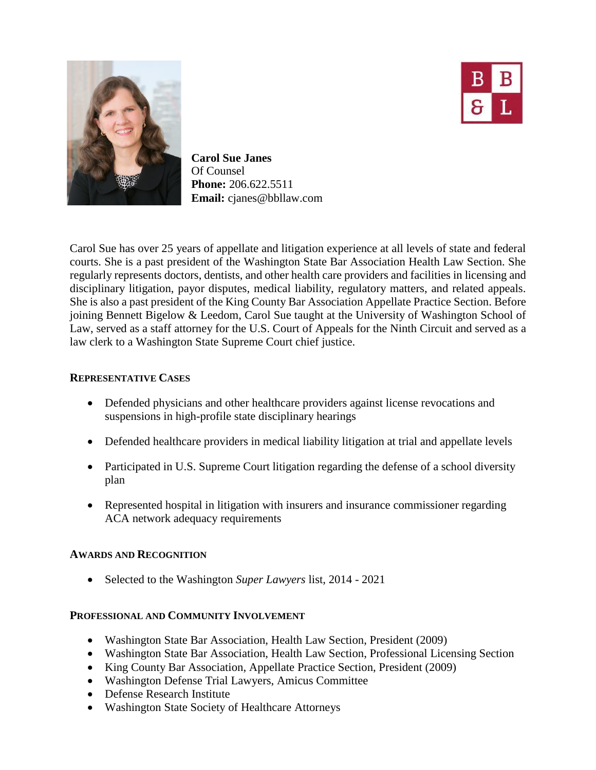**Carol Sue Janes**
Of Counsel
**Phone:** 206.622.5511
**Email:** cjanes@bbllaw.com

Carol Sue has over 25 years of appellate and litigation experience at all levels of state and federal courts. She is a past president of the Washington State Bar Association Health Law Section. She regularly represents doctors, dentists, and other health care providers and facilities in licensing and disciplinary litigation, payor disputes, medical liability, regulatory matters, and related appeals. She is also a past president of the King County Bar Association Appellate Practice Section. Before joining Bennett Bigelow & Leedom, Carol Sue taught at the University of Washington School of Law, served as a staff attorney for the U.S. Court of Appeals for the Ninth Circuit and served as a law clerk to a Washington State Supreme Court chief justice.

## Representative Cases

- Defended physicians and other healthcare providers against license revocations and suspensions in high-profile state disciplinary hearings
- Defended healthcare providers in medical liability litigation at trial and appellate levels
- Participated in U.S. Supreme Court litigation regarding the defense of a school diversity plan
- Represented hospital in litigation with insurers and insurance commissioner regarding ACA network adequacy requirements

## Awards and Recognition

- Selected to the Washington *Super Lawyers* list, 2014 - 2021

## Professional and Community Involvement

- Washington State Bar Association, Health Law Section, President (2009)
- Washington State Bar Association, Health Law Section, Professional Licensing Section
- King County Bar Association, Appellate Practice Section, President (2009)
- Washington Defense Trial Lawyers, Amicus Committee
- Defense Research Institute
- Washington State Society of Healthcare Attorneys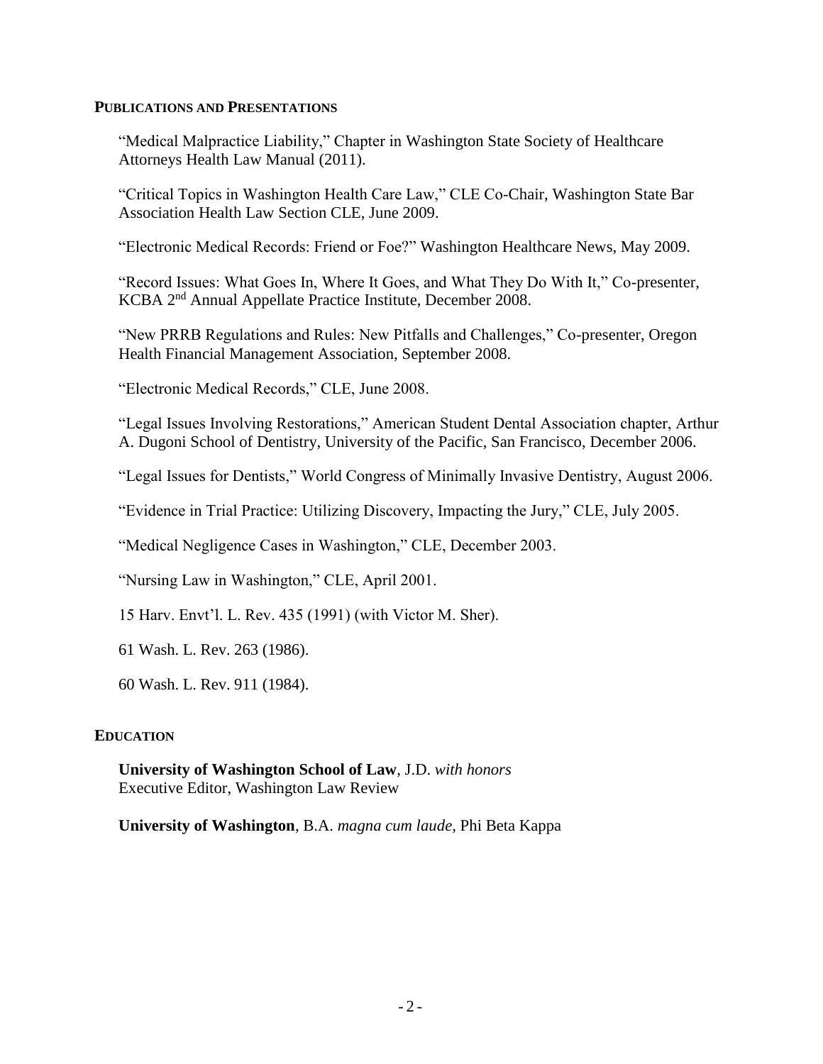## PUBLICATIONS AND PRESENTATIONS

"Medical Malpractice Liability," Chapter in Washington State Society of Healthcare Attorneys Health Law Manual (2011).

"Critical Topics in Washington Health Care Law," CLE Co-Chair, Washington State Bar Association Health Law Section CLE, June 2009.

"Electronic Medical Records: Friend or Foe?" Washington Healthcare News, May 2009.

"Record Issues: What Goes In, Where It Goes, and What They Do With It," Co-presenter, KCBA 2nd Annual Appellate Practice Institute, December 2008.

"New PRRB Regulations and Rules: New Pitfalls and Challenges," Co-presenter, Oregon Health Financial Management Association, September 2008.

"Electronic Medical Records," CLE, June 2008.

"Legal Issues Involving Restorations," American Student Dental Association chapter, Arthur A. Dugoni School of Dentistry, University of the Pacific, San Francisco, December 2006.

"Legal Issues for Dentists," World Congress of Minimally Invasive Dentistry, August 2006.

"Evidence in Trial Practice: Utilizing Discovery, Impacting the Jury," CLE, July 2005.

"Medical Negligence Cases in Washington," CLE, December 2003.

"Nursing Law in Washington," CLE, April 2001.

15 Harv. Envt'l. L. Rev. 435 (1991) (with Victor M. Sher).

61 Wash. L. Rev. 263 (1986).

60 Wash. L. Rev. 911 (1984).

## EDUCATION

**University of Washington School of Law**, J.D. *with honors*
Executive Editor, Washington Law Review

**University of Washington**, B.A. *magna cum laude*, Phi Beta Kappa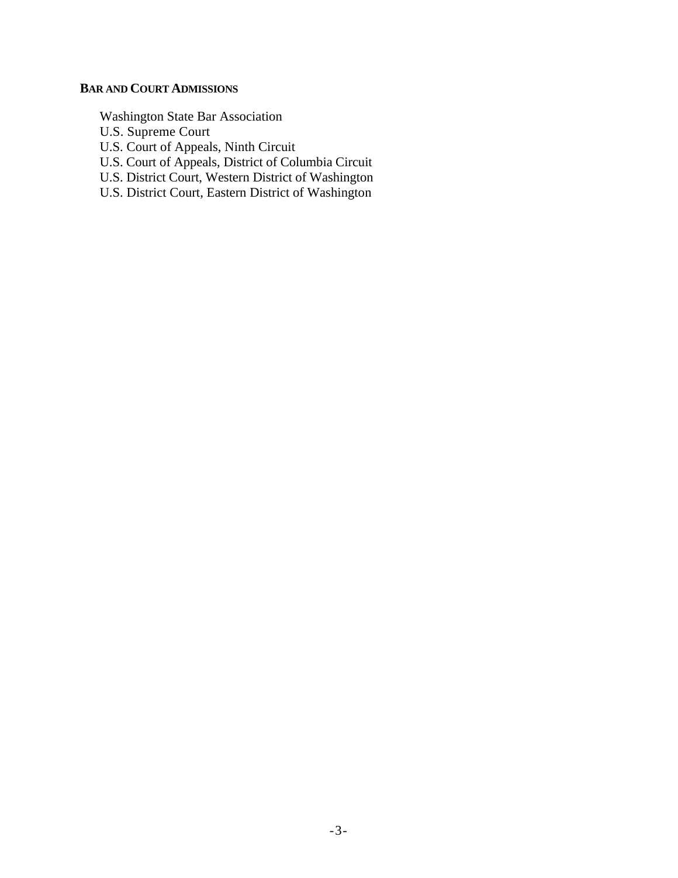**BAR AND COURT ADMISSIONS**

Washington State Bar Association
U.S. Supreme Court
U.S. Court of Appeals, Ninth Circuit
U.S. Court of Appeals, District of Columbia Circuit
U.S. District Court, Western District of Washington
U.S. District Court, Eastern District of Washington